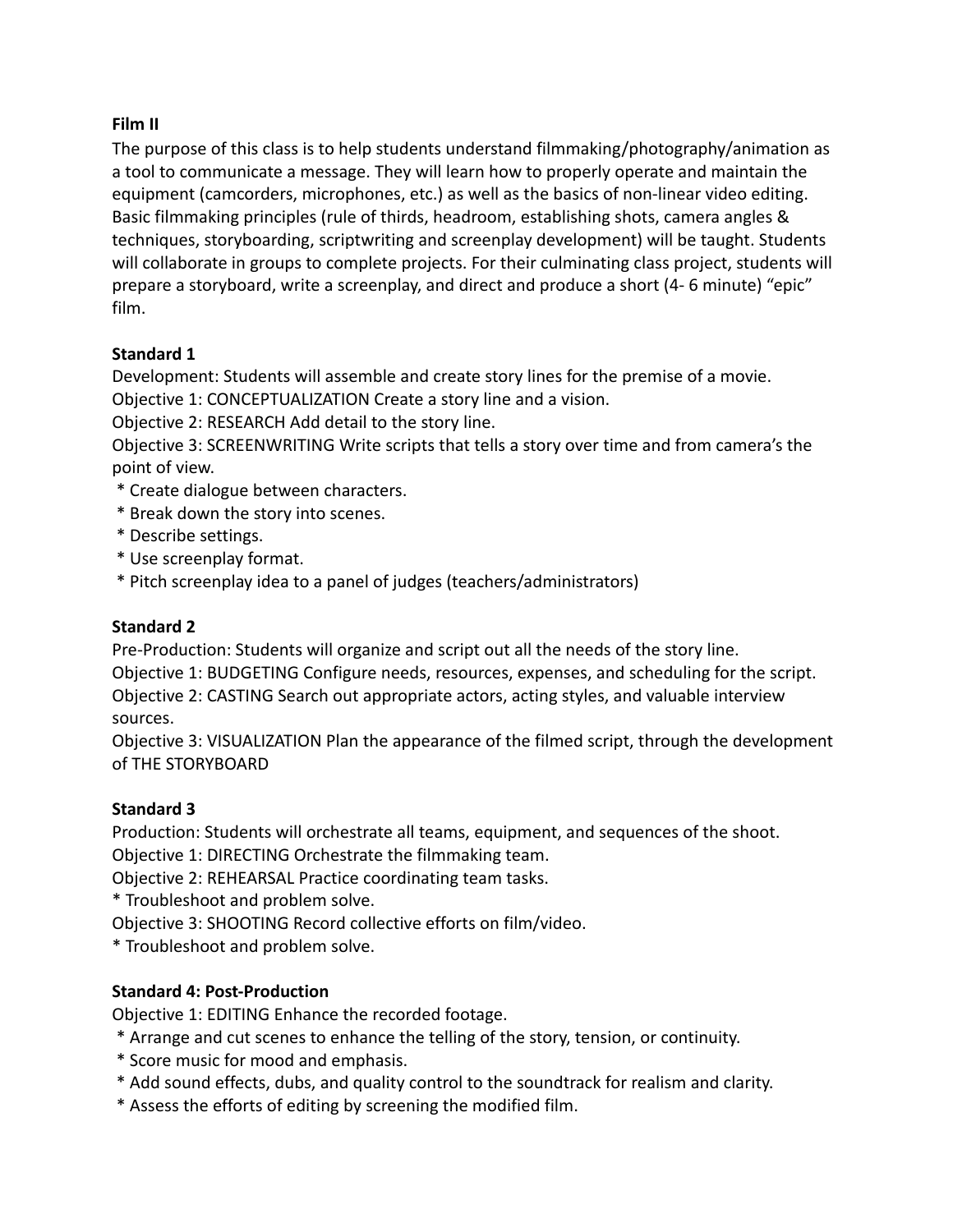**Film II**

The purpose of this class is to help students understand filmmaking/photography/animation as a tool to communicate a message. They will learn how to properly operate and maintain the equipment (camcorders, microphones, etc.) as well as the basics of non-linear video editing. Basic filmmaking principles (rule of thirds, headroom, establishing shots, camera angles & techniques, storyboarding, scriptwriting and screenplay development) will be taught. Students will collaborate in groups to complete projects. For their culminating class project, students will prepare a storyboard, write a screenplay, and direct and produce a short (4- 6 minute) "epic" film.

**Standard 1**

Development: Students will assemble and create story lines for the premise of a movie.

Objective 1: CONCEPTUALIZATION Create a story line and a vision.

Objective 2: RESEARCH Add detail to the story line.

Objective 3: SCREENWRITING Write scripts that tells a story over time and from camera's the point of view.

* Create dialogue between characters.
* Break down the story into scenes.
* Describe settings.
* Use screenplay format.
* Pitch screenplay idea to a panel of judges (teachers/administrators)

**Standard 2**

Pre-Production: Students will organize and script out all the needs of the story line.

Objective 1: BUDGETING Configure needs, resources, expenses, and scheduling for the script.

Objective 2: CASTING Search out appropriate actors, acting styles, and valuable interview sources.

Objective 3: VISUALIZATION Plan the appearance of the filmed script, through the development of THE STORYBOARD

**Standard 3**

Production: Students will orchestrate all teams, equipment, and sequences of the shoot.

Objective 1: DIRECTING Orchestrate the filmmaking team.

Objective 2: REHEARSAL Practice coordinating team tasks.

* Troubleshoot and problem solve.

Objective 3: SHOOTING Record collective efforts on film/video.

* Troubleshoot and problem solve.

**Standard 4: Post-Production**

Objective 1: EDITING Enhance the recorded footage.

* Arrange and cut scenes to enhance the telling of the story, tension, or continuity.
* Score music for mood and emphasis.
* Add sound effects, dubs, and quality control to the soundtrack for realism and clarity.
* Assess the efforts of editing by screening the modified film.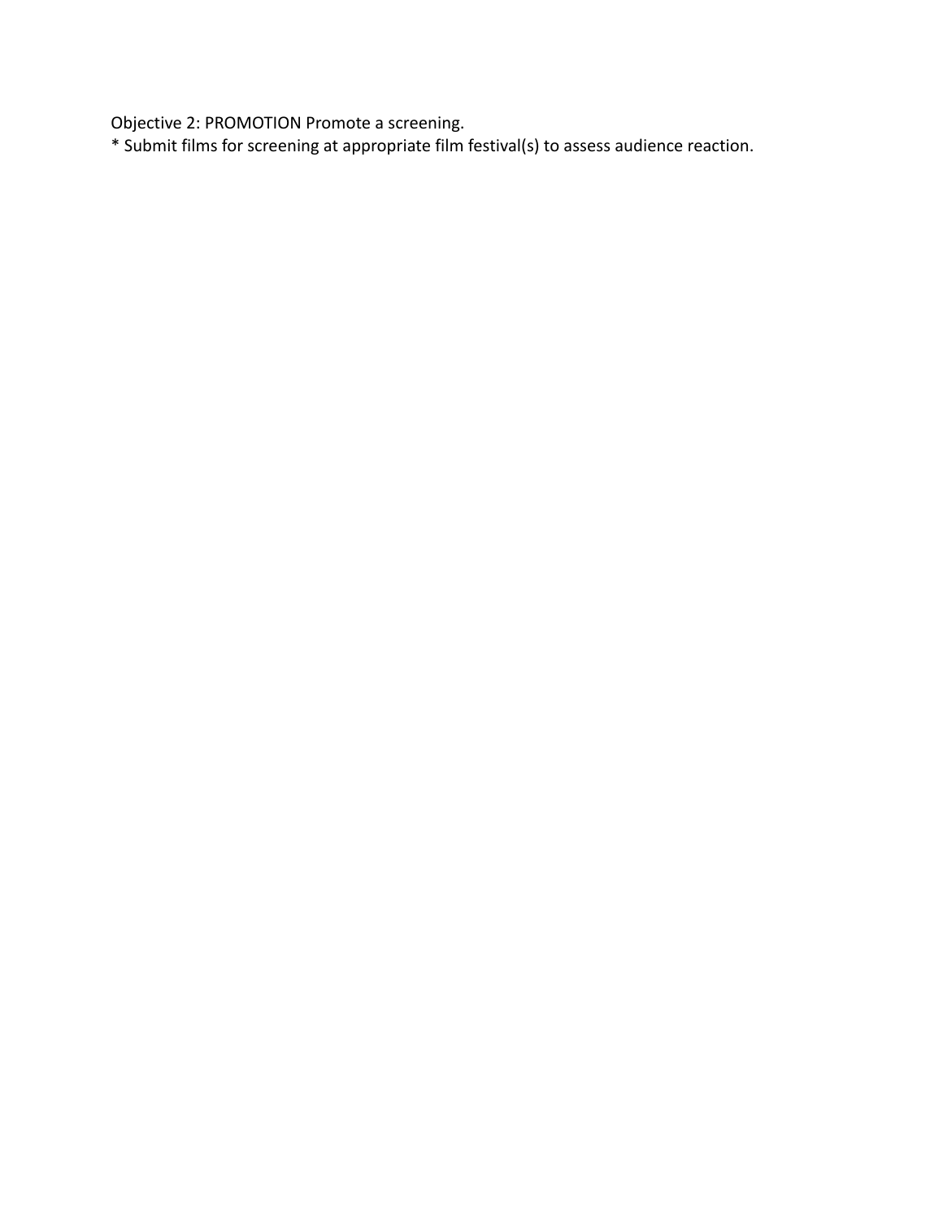Objective 2: PROMOTION Promote a screening.

* Submit films for screening at appropriate film festival(s) to assess audience reaction.